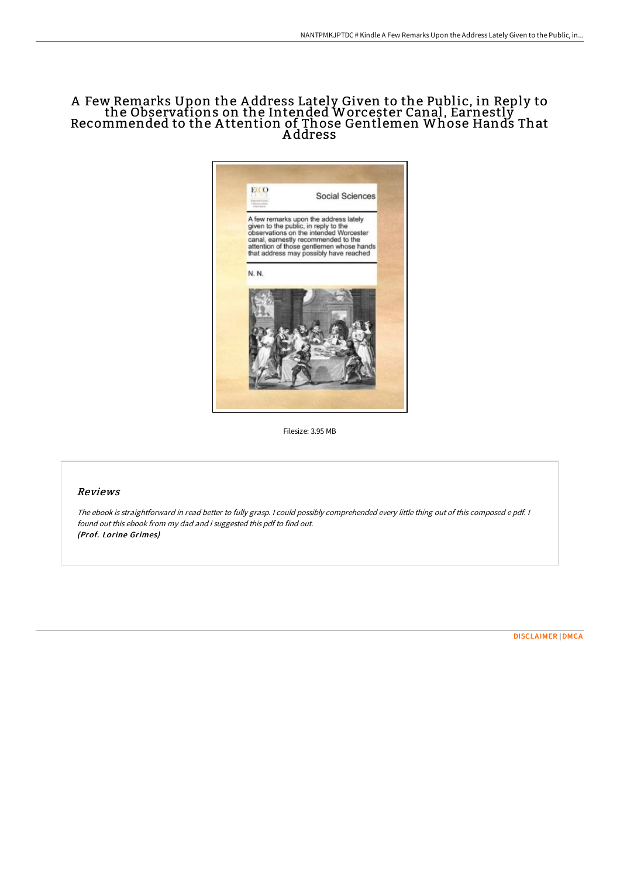# A Few Remarks Upon the Address Lately Given to the Public, in Reply to the Observations on the Intended Worcester Canal, Earnestly Recommended to the Attention of Those Gentlemen Whose Hands That Address

Filesize: 3.95 MB

## Reviews

*The ebook is straightforward in read better to fully grasp. I could possibly comprehended every little thing out of this composed e pdf. I found out this ebook from my dad and i suggested this pdf to find out.*
*(Prof. Lorine Grimes)*

DISCLAIMER | DMCA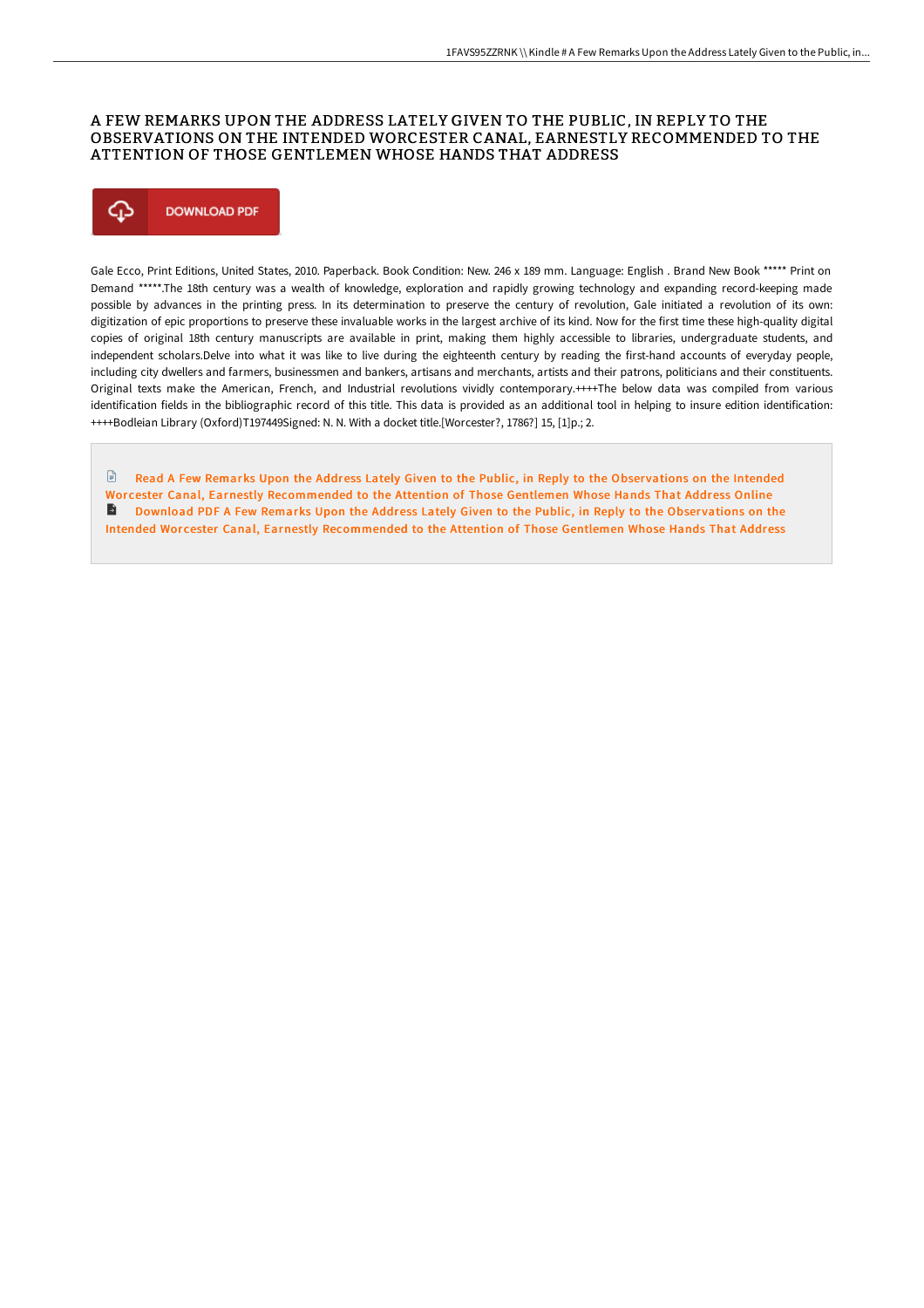# A FEW REMARKS UPON THE ADDRESS LATELY GIVEN TO THE PUBLIC, IN REPLY TO THE OBSERVATIONS ON THE INTENDED WORCESTER CANAL, EARNESTLY RECOMMENDED TO THE ATTENTION OF THOSE GENTLEMEN WHOSE HANDS THAT ADDRESS

DOWNLOAD PDF

Gale Ecco, Print Editions, United States, 2010. Paperback. Book Condition: New. 246 x 189 mm. Language: English . Brand New Book ***** Print on Demand *****.The 18th century was a wealth of knowledge, exploration and rapidly growing technology and expanding record-keeping made possible by advances in the printing press. In its determination to preserve the century of revolution, Gale initiated a revolution of its own: digitization of epic proportions to preserve these invaluable works in the largest archive of its kind. Now for the first time these high-quality digital copies of original 18th century manuscripts are available in print, making them highly accessible to libraries, undergraduate students, and independent scholars.Delve into what it was like to live during the eighteenth century by reading the first-hand accounts of everyday people, including city dwellers and farmers, businessmen and bankers, artisans and merchants, artists and their patrons, politicians and their constituents. Original texts make the American, French, and Industrial revolutions vividly contemporary.++++The below data was compiled from various identification fields in the bibliographic record of this title. This data is provided as an additional tool in helping to insure edition identification: ++++Bodleian Library (Oxford)T197449Signed: N. N. With a docket title.[Worcester?, 1786?] 15, [1]p.; 2.

Read A Few Remarks Upon the Address Lately Given to the Public, in Reply to the Observations on the Intended Worcester Canal, Earnestly Recommended to the Attention of Those Gentlemen Whose Hands That Address Online

Download PDF A Few Remarks Upon the Address Lately Given to the Public, in Reply to the Observations on the Intended Worcester Canal, Earnestly Recommended to the Attention of Those Gentlemen Whose Hands That Address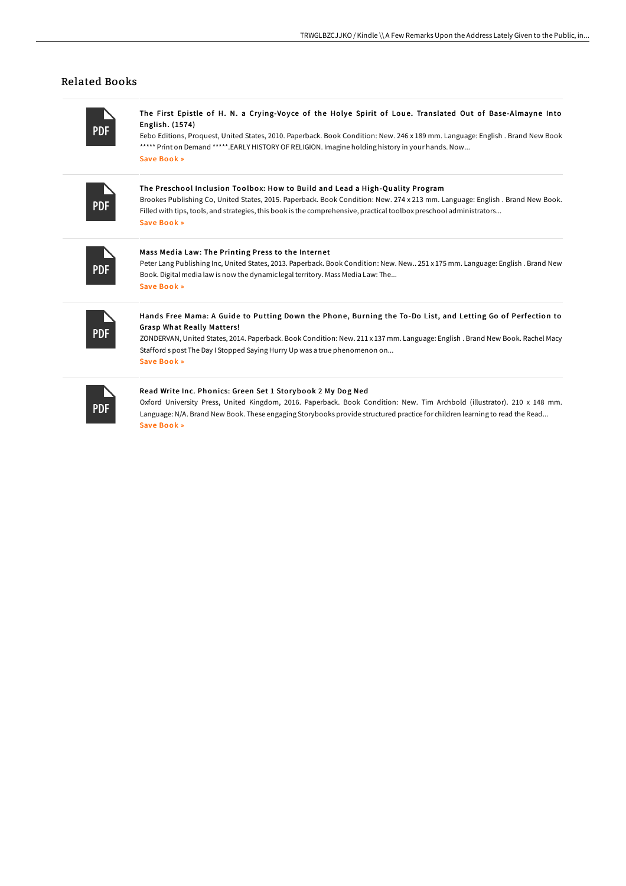## Related Books

### The First Epistle of H. N. a Crying-Voyce of the Holye Spirit of Loue. Translated Out of Base-Almayne Into English. (1574)

Eebo Editions, Proquest, United States, 2010. Paperback. Book Condition: New. 246 x 189 mm. Language: English . Brand New Book ***** Print on Demand *****.EARLY HISTORY OF RELIGION. Imagine holding history in your hands. Now...

Save Book »

### The Preschool Inclusion Toolbox: How to Build and Lead a High-Quality Program

Brookes Publishing Co, United States, 2015. Paperback. Book Condition: New. 274 x 213 mm. Language: English . Brand New Book. Filled with tips, tools, and strategies, this book is the comprehensive, practical toolbox preschool administrators...

Save Book »

### Mass Media Law: The Printing Press to the Internet

Peter Lang Publishing Inc, United States, 2013. Paperback. Book Condition: New. New.. 251 x 175 mm. Language: English . Brand New Book. Digital media law is now the dynamic legal territory. Mass Media Law: The...

Save Book »

### Hands Free Mama: A Guide to Putting Down the Phone, Burning the To-Do List, and Letting Go of Perfection to Grasp What Really Matters!

ZONDERVAN, United States, 2014. Paperback. Book Condition: New. 211 x 137 mm. Language: English . Brand New Book. Rachel Macy Stafford s post The Day I Stopped Saying Hurry Up was a true phenomenon on...

Save Book »

### Read Write Inc. Phonics: Green Set 1 Storybook 2 My Dog Ned

Oxford University Press, United Kingdom, 2016. Paperback. Book Condition: New. Tim Archbold (illustrator). 210 x 148 mm. Language: N/A. Brand New Book. These engaging Storybooks provide structured practice for children learning to read the Read...

Save Book »